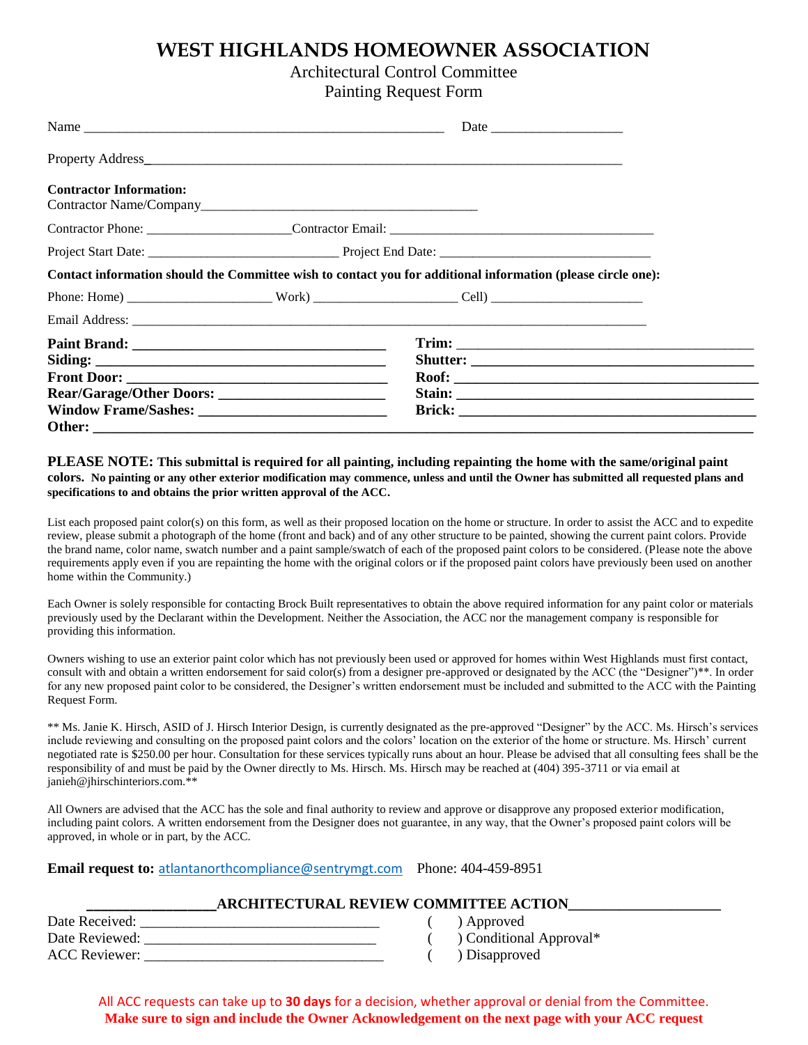# WEST HIGHLANDS HOMEOWNER ASSOCIATION

Architectural Control Committee

Painting Request Form

Name ___________________________________________________ Date ___________________

Property Address___________________________________________________________________________

**Contractor Information:**

Contractor Name/Company________________________________________

Contractor Phone: ______________________Contractor Email: _______________________________________

Project Start Date: ____________________________ Project End Date: _______________________________

**Contact information should the Committee wish to contact you for additional information (please circle one):**

Phone: Home) _____________________ Work) _____________________ Cell) ______________________

Email Address: ______________________________________________________________________________

**Paint Brand:** ___________________________________

**Siding:** ________________________________________

**Front Door:** ____________________________________

**Rear/Garage/Other Doors:** _______________________

**Window Frame/Sashes:** _________________________

**Trim:** ___________________________________________

**Shutter:** ________________________________________

**Roof:** ___________________________________________

**Stain:** __________________________________________

**Brick:** __________________________________________

**Other:** ___________________________________________________________________________________________

**PLEASE NOTE: This submittal is required for all painting, including repainting the home with the same/original paint colors. No painting or any other exterior modification may commence, unless and until the Owner has submitted all requested plans and specifications to and obtains the prior written approval of the ACC.**

List each proposed paint color(s) on this form, as well as their proposed location on the home or structure. In order to assist the ACC and to expedite review, please submit a photograph of the home (front and back) and of any other structure to be painted, showing the current paint colors. Provide the brand name, color name, swatch number and a paint sample/swatch of each of the proposed paint colors to be considered. (Please note the above requirements apply even if you are repainting the home with the original colors or if the proposed paint colors have previously been used on another home within the Community.)

Each Owner is solely responsible for contacting Brock Built representatives to obtain the above required information for any paint color or materials previously used by the Declarant within the Development. Neither the Association, the ACC nor the management company is responsible for providing this information.

Owners wishing to use an exterior paint color which has not previously been used or approved for homes within West Highlands must first contact, consult with and obtain a written endorsement for said color(s) from a designer pre-approved or designated by the ACC (the "Designer")**. In order for any new proposed paint color to be considered, the Designer's written endorsement must be included and submitted to the ACC with the Painting Request Form.

** Ms. Janie K. Hirsch, ASID of J. Hirsch Interior Design, is currently designated as the pre-approved "Designer" by the ACC. Ms. Hirsch's services include reviewing and consulting on the proposed paint colors and the colors' location on the exterior of the home or structure. Ms. Hirsch' current negotiated rate is $250.00 per hour. Consultation for these services typically runs about an hour. Please be advised that all consulting fees shall be the responsibility of and must be paid by the Owner directly to Ms. Hirsch. Ms. Hirsch may be reached at (404) 395-3711 or via email at janieh@jhirschinteriors.com.**

All Owners are advised that the ACC has the sole and final authority to review and approve or disapprove any proposed exterior modification, including paint colors. A written endorsement from the Designer does not guarantee, in any way, that the Owner's proposed paint colors will be approved, in whole or in part, by the ACC.

**Email request to:** atlantanorthcompliance@sentrymgt.com Phone: 404-459-8951

**ARCHITECTURAL REVIEW COMMITTEE ACTION**

Date Received: _________________________________ ( ) Approved

Date Reviewed: ________________________________ ( ) Conditional Approval*

ACC Reviewer: _________________________________ ( ) Disapproved

All ACC requests can take up to **30 days** for a decision, whether approval or denial from the Committee.

**Make sure to sign and include the Owner Acknowledgement on the next page with your ACC request**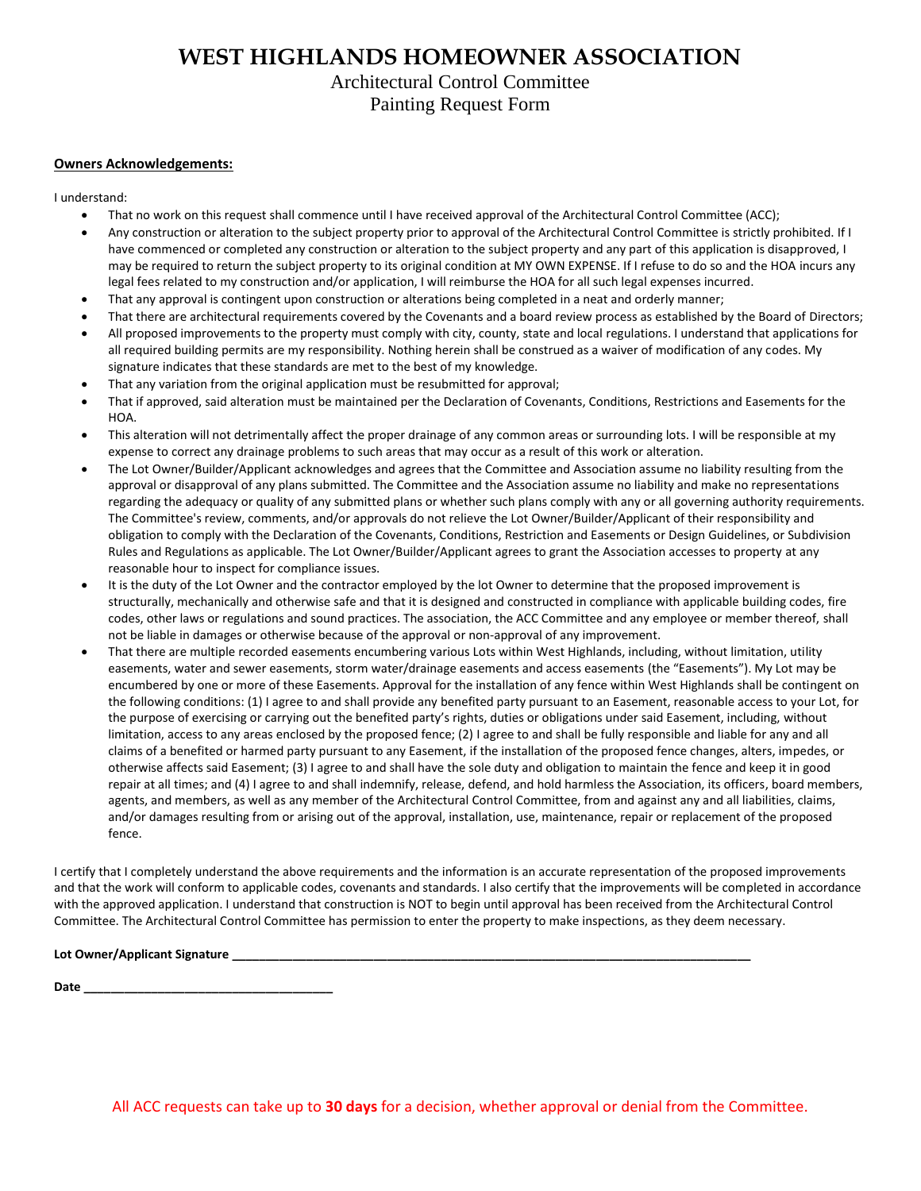# WEST HIGHLANDS HOMEOWNER ASSOCIATION

Architectural Control Committee
Painting Request Form

**Owners Acknowledgements:**

I understand:

- That no work on this request shall commence until I have received approval of the Architectural Control Committee (ACC);
- Any construction or alteration to the subject property prior to approval of the Architectural Control Committee is strictly prohibited. If I have commenced or completed any construction or alteration to the subject property and any part of this application is disapproved, I may be required to return the subject property to its original condition at MY OWN EXPENSE. If I refuse to do so and the HOA incurs any legal fees related to my construction and/or application, I will reimburse the HOA for all such legal expenses incurred.
- That any approval is contingent upon construction or alterations being completed in a neat and orderly manner;
- That there are architectural requirements covered by the Covenants and a board review process as established by the Board of Directors;
- All proposed improvements to the property must comply with city, county, state and local regulations. I understand that applications for all required building permits are my responsibility. Nothing herein shall be construed as a waiver of modification of any codes. My signature indicates that these standards are met to the best of my knowledge.
- That any variation from the original application must be resubmitted for approval;
- That if approved, said alteration must be maintained per the Declaration of Covenants, Conditions, Restrictions and Easements for the HOA.
- This alteration will not detrimentally affect the proper drainage of any common areas or surrounding lots. I will be responsible at my expense to correct any drainage problems to such areas that may occur as a result of this work or alteration.
- The Lot Owner/Builder/Applicant acknowledges and agrees that the Committee and Association assume no liability resulting from the approval or disapproval of any plans submitted. The Committee and the Association assume no liability and make no representations regarding the adequacy or quality of any submitted plans or whether such plans comply with any or all governing authority requirements. The Committee's review, comments, and/or approvals do not relieve the Lot Owner/Builder/Applicant of their responsibility and obligation to comply with the Declaration of the Covenants, Conditions, Restriction and Easements or Design Guidelines, or Subdivision Rules and Regulations as applicable. The Lot Owner/Builder/Applicant agrees to grant the Association accesses to property at any reasonable hour to inspect for compliance issues.
- It is the duty of the Lot Owner and the contractor employed by the lot Owner to determine that the proposed improvement is structurally, mechanically and otherwise safe and that it is designed and constructed in compliance with applicable building codes, fire codes, other laws or regulations and sound practices. The association, the ACC Committee and any employee or member thereof, shall not be liable in damages or otherwise because of the approval or non-approval of any improvement.
- That there are multiple recorded easements encumbering various Lots within West Highlands, including, without limitation, utility easements, water and sewer easements, storm water/drainage easements and access easements (the "Easements"). My Lot may be encumbered by one or more of these Easements. Approval for the installation of any fence within West Highlands shall be contingent on the following conditions: (1) I agree to and shall provide any benefited party pursuant to an Easement, reasonable access to your Lot, for the purpose of exercising or carrying out the benefited party's rights, duties or obligations under said Easement, including, without limitation, access to any areas enclosed by the proposed fence; (2) I agree to and shall be fully responsible and liable for any and all claims of a benefited or harmed party pursuant to any Easement, if the installation of the proposed fence changes, alters, impedes, or otherwise affects said Easement; (3) I agree to and shall have the sole duty and obligation to maintain the fence and keep it in good repair at all times; and (4) I agree to and shall indemnify, release, defend, and hold harmless the Association, its officers, board members, agents, and members, as well as any member of the Architectural Control Committee, from and against any and all liabilities, claims, and/or damages resulting from or arising out of the approval, installation, use, maintenance, repair or replacement of the proposed fence.

I certify that I completely understand the above requirements and the information is an accurate representation of the proposed improvements and that the work will conform to applicable codes, covenants and standards. I also certify that the improvements will be completed in accordance with the approved application. I understand that construction is NOT to begin until approval has been received from the Architectural Control Committee. The Architectural Control Committee has permission to enter the property to make inspections, as they deem necessary.

**Lot Owner/Applicant Signature** ______________________________________________

**Date** ______________________________

All ACC requests can take up to **30 days** for a decision, whether approval or denial from the Committee.